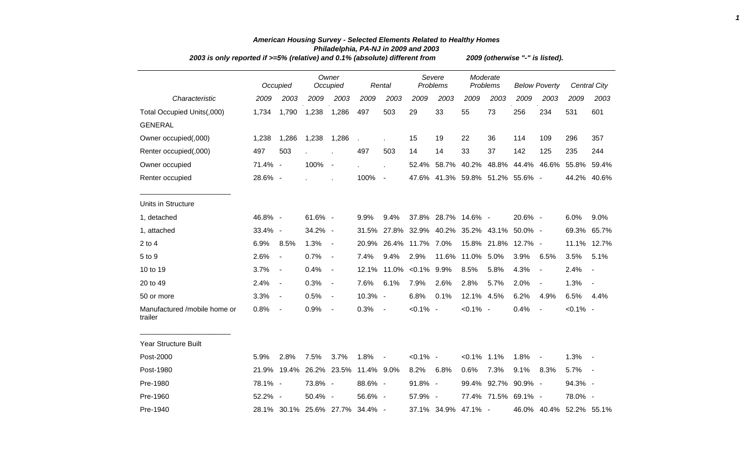# American Housing Survey - Selected Elements Related to Healthy Homes

## Philadelphia, PA-NJ in 2009 and 2003

*2003 is only reported if >=5% (relative) and 0.1% (absolute) different from 2009 (otherwise "-" is listed).*

| Characteristic | Occupied | | Owner Occupied | | Rental | | Severe Problems | | Moderate Problems | | Below Poverty | | Central City | |
|---|---|---|---|---|---|---|---|---|---|---|---|---|---|---|
| | 2009 | 2003 | 2009 | 2003 | 2009 | 2003 | 2009 | 2003 | 2009 | 2003 | 2009 | 2003 | 2009 | 2003 |
| Total Occupied Units(,000) | 1,734 | 1,790 | 1,238 | 1,286 | 497 | 503 | 29 | 33 | 55 | 73 | 256 | 234 | 531 | 601 |
| GENERAL | | | | | | | | | | | | | | |
| Owner occupied(,000) | 1,238 | 1,286 | 1,238 | 1,286 | . | . | 15 | 19 | 22 | 36 | 114 | 109 | 296 | 357 |
| Renter occupied(,000) | 497 | 503 | . | . | 497 | 503 | 14 | 14 | 33 | 37 | 142 | 125 | 235 | 244 |
| Owner occupied | 71.4% | - | 100% | - | . | . | 52.4% | 58.7% | 40.2% | 48.8% | 44.4% | 46.6% | 55.8% | 59.4% |
| Renter occupied | 28.6% | - | . | . | 100% | - | 47.6% | 41.3% | 59.8% | 51.2% | 55.6% | - | 44.2% | 40.6% |
| Units in Structure | | | | | | | | | | | | | | |
| 1, detached | 46.8% | - | 61.6% | - | 9.9% | 9.4% | 37.8% | 28.7% | 14.6% | - | 20.6% | - | 6.0% | 9.0% |
| 1, attached | 33.4% | - | 34.2% | - | 31.5% | 27.8% | 32.9% | 40.2% | 35.2% | 43.1% | 50.0% | - | 69.3% | 65.7% |
| 2 to 4 | 6.9% | 8.5% | 1.3% | - | 20.9% | 26.4% | 11.7% | 7.0% | 15.8% | 21.8% | 12.7% | - | 11.1% | 12.7% |
| 5 to 9 | 2.6% | - | 0.7% | - | 7.4% | 9.4% | 2.9% | 11.6% | 11.0% | 5.0% | 3.9% | 6.5% | 3.5% | 5.1% |
| 10 to 19 | 3.7% | - | 0.4% | - | 12.1% | 11.0% | <0.1% | 9.9% | 8.5% | 5.8% | 4.3% | - | 2.4% | - |
| 20 to 49 | 2.4% | - | 0.3% | - | 7.6% | 6.1% | 7.9% | 2.6% | 2.8% | 5.7% | 2.0% | - | 1.3% | - |
| 50 or more | 3.3% | - | 0.5% | - | 10.3% | - | 6.8% | 0.1% | 12.1% | 4.5% | 6.2% | 4.9% | 6.5% | 4.4% |
| Manufactured /mobile home or trailer | 0.8% | - | 0.9% | - | 0.3% | - | <0.1% | - | <0.1% | - | 0.4% | - | <0.1% | - |
| Year Structure Built | | | | | | | | | | | | | | |
| Post-2000 | 5.9% | 2.8% | 7.5% | 3.7% | 1.8% | - | <0.1% | - | <0.1% | 1.1% | 1.8% | - | 1.3% | - |
| Post-1980 | 21.9% | 19.4% | 26.2% | 23.5% | 11.4% | 9.0% | 8.2% | 6.8% | 0.6% | 7.3% | 9.1% | 8.3% | 5.7% | - |
| Pre-1980 | 78.1% | - | 73.8% | - | 88.6% | - | 91.8% | - | 99.4% | 92.7% | 90.9% | - | 94.3% | - |
| Pre-1960 | 52.2% | - | 50.4% | - | 56.6% | - | 57.9% | - | 77.4% | 71.5% | 69.1% | - | 78.0% | - |
| Pre-1940 | 28.1% | 30.1% | 25.6% | 27.7% | 34.4% | - | 37.1% | 34.9% | 47.1% | - | 46.0% | 40.4% | 52.2% | 55.1% |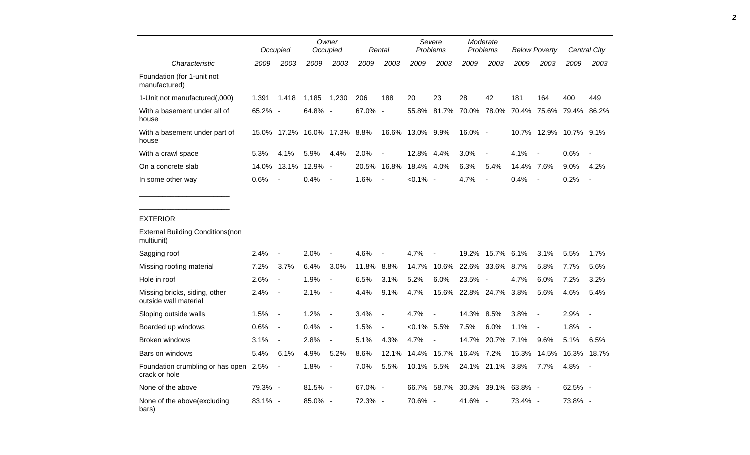| | Occupied | | Owner Occupied | | Rental | | Severe Problems | | Moderate Problems | | Below Poverty | | Central City | |
|---|---|---|---|---|---|---|---|---|---|---|---|---|---|---|
| Characteristic | 2009 | 2003 | 2009 | 2003 | 2009 | 2003 | 2009 | 2003 | 2009 | 2003 | 2009 | 2003 | 2009 | 2003 |
| Foundation (for 1-unit not manufactured) | | | | | | | | | | | | | | |
| 1-Unit not manufactured(,000) | 1,391 | 1,418 | 1,185 | 1,230 | 206 | 188 | 20 | 23 | 28 | 42 | 181 | 164 | 400 | 449 |
| With a basement under all of house | 65.2% | - | 64.8% | - | 67.0% | - | 55.8% | 81.7% | 70.0% | 78.0% | 70.4% | 75.6% | 79.4% | 86.2% |
| With a basement under part of house | 15.0% | 17.2% | 16.0% | 17.3% | 8.8% | 16.6% | 13.0% | 9.9% | 16.0% | - | 10.7% | 12.9% | 10.7% | 9.1% |
| With a crawl space | 5.3% | 4.1% | 5.9% | 4.4% | 2.0% | - | 12.8% | 4.4% | 3.0% | - | 4.1% | - | 0.6% | - |
| On a concrete slab | 14.0% | 13.1% | 12.9% | - | 20.5% | 16.8% | 18.4% | 4.0% | 6.3% | 5.4% | 14.4% | 7.6% | 9.0% | 4.2% |
| In some other way | 0.6% | - | 0.4% | - | 1.6% | - | <0.1% | - | 4.7% | - | 0.4% | - | 0.2% | - |
| EXTERIOR | | | | | | | | | | | | | | |
| External Building Conditions(non multiunit) | | | | | | | | | | | | | | |
| Sagging roof | 2.4% | - | 2.0% | - | 4.6% | - | 4.7% | - | 19.2% | 15.7% | 6.1% | 3.1% | 5.5% | 1.7% |
| Missing roofing material | 7.2% | 3.7% | 6.4% | 3.0% | 11.8% | 8.8% | 14.7% | 10.6% | 22.6% | 33.6% | 8.7% | 5.8% | 7.7% | 5.6% |
| Hole in roof | 2.6% | - | 1.9% | - | 6.5% | 3.1% | 5.2% | 6.0% | 23.5% | - | 4.7% | 6.0% | 7.2% | 3.2% |
| Missing bricks, siding, other outside wall material | 2.4% | - | 2.1% | - | 4.4% | 9.1% | 4.7% | 15.6% | 22.8% | 24.7% | 3.8% | 5.6% | 4.6% | 5.4% |
| Sloping outside walls | 1.5% | - | 1.2% | - | 3.4% | - | 4.7% | - | 14.3% | 8.5% | 3.8% | - | 2.9% | - |
| Boarded up windows | 0.6% | - | 0.4% | - | 1.5% | - | <0.1% | 5.5% | 7.5% | 6.0% | 1.1% | - | 1.8% | - |
| Broken windows | 3.1% | - | 2.8% | - | 5.1% | 4.3% | 4.7% | - | 14.7% | 20.7% | 7.1% | 9.6% | 5.1% | 6.5% |
| Bars on windows | 5.4% | 6.1% | 4.9% | 5.2% | 8.6% | 12.1% | 14.4% | 15.7% | 16.4% | 7.2% | 15.3% | 14.5% | 16.3% | 18.7% |
| Foundation crumbling or has open crack or hole | 2.5% | - | 1.8% | - | 7.0% | 5.5% | 10.1% | 5.5% | 24.1% | 21.1% | 3.8% | 7.7% | 4.8% | - |
| None of the above | 79.3% | - | 81.5% | - | 67.0% | - | 66.7% | 58.7% | 30.3% | 39.1% | 63.8% | - | 62.5% | - |
| None of the above(excluding bars) | 83.1% | - | 85.0% | - | 72.3% | - | 70.6% | - | 41.6% | - | 73.4% | - | 73.8% | - |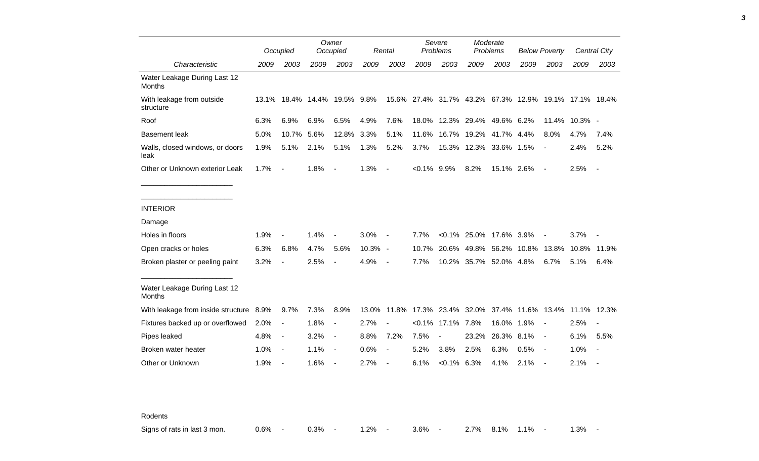| Characteristic | Occupied | | Owner Occupied | | Rental | | Severe Problems | | Moderate Problems | | Below Poverty | | Central City | |
|---|---|---|---|---|---|---|---|---|---|---|---|---|---|---|
| | 2009 | 2003 | 2009 | 2003 | 2009 | 2003 | 2009 | 2003 | 2009 | 2003 | 2009 | 2003 | 2009 | 2003 |
| Water Leakage During Last 12 Months | | | | | | | | | | | | | | |
| With leakage from outside structure | 13.1% | 18.4% | 14.4% | 19.5% | 9.8% | 15.6% | 27.4% | 31.7% | 43.2% | 67.3% | 12.9% | 19.1% | 17.1% | 18.4% |
| Roof | 6.3% | 6.9% | 6.9% | 6.5% | 4.9% | 7.6% | 18.0% | 12.3% | 29.4% | 49.6% | 6.2% | 11.4% | 10.3% | - |
| Basement leak | 5.0% | 10.7% | 5.6% | 12.8% | 3.3% | 5.1% | 11.6% | 16.7% | 19.2% | 41.7% | 4.4% | 8.0% | 4.7% | 7.4% |
| Walls, closed windows, or doors leak | 1.9% | 5.1% | 2.1% | 5.1% | 1.3% | 5.2% | 3.7% | 15.3% | 12.3% | 33.6% | 1.5% | - | 2.4% | 5.2% |
| Other or Unknown exterior Leak | 1.7% | - | 1.8% | - | 1.3% | - | <0.1% | 9.9% | 8.2% | 15.1% | 2.6% | - | 2.5% | - |
| INTERIOR | | | | | | | | | | | | | | |
| Damage | | | | | | | | | | | | | | |
| Holes in floors | 1.9% | - | 1.4% | - | 3.0% | - | 7.7% | <0.1% | 25.0% | 17.6% | 3.9% | - | 3.7% | - |
| Open cracks or holes | 6.3% | 6.8% | 4.7% | 5.6% | 10.3% | - | 10.7% | 20.6% | 49.8% | 56.2% | 10.8% | 13.8% | 10.8% | 11.9% |
| Broken plaster or peeling paint | 3.2% | - | 2.5% | - | 4.9% | - | 7.7% | 10.2% | 35.7% | 52.0% | 4.8% | 6.7% | 5.1% | 6.4% |
| Water Leakage During Last 12 Months | | | | | | | | | | | | | | |
| With leakage from inside structure | 8.9% | 9.7% | 7.3% | 8.9% | 13.0% | 11.8% | 17.3% | 23.4% | 32.0% | 37.4% | 11.6% | 13.4% | 11.1% | 12.3% |
| Fixtures backed up or overflowed | 2.0% | - | 1.8% | - | 2.7% | - | <0.1% | 17.1% | 7.8% | 16.0% | 1.9% | - | 2.5% | - |
| Pipes leaked | 4.8% | - | 3.2% | - | 8.8% | 7.2% | 7.5% | - | 23.2% | 26.3% | 8.1% | - | 6.1% | 5.5% |
| Broken water heater | 1.0% | - | 1.1% | - | 0.6% | - | 5.2% | 3.8% | 2.5% | 6.3% | 0.5% | - | 1.0% | - |
| Other or Unknown | 1.9% | - | 1.6% | - | 2.7% | - | 6.1% | <0.1% | 6.3% | 4.1% | 2.1% | - | 2.1% | - |
| Rodents | | | | | | | | | | | | | | |
| Signs of rats in last 3 mon. | 0.6% | - | 0.3% | - | 1.2% | - | 3.6% | - | 2.7% | 8.1% | 1.1% | - | 1.3% | - |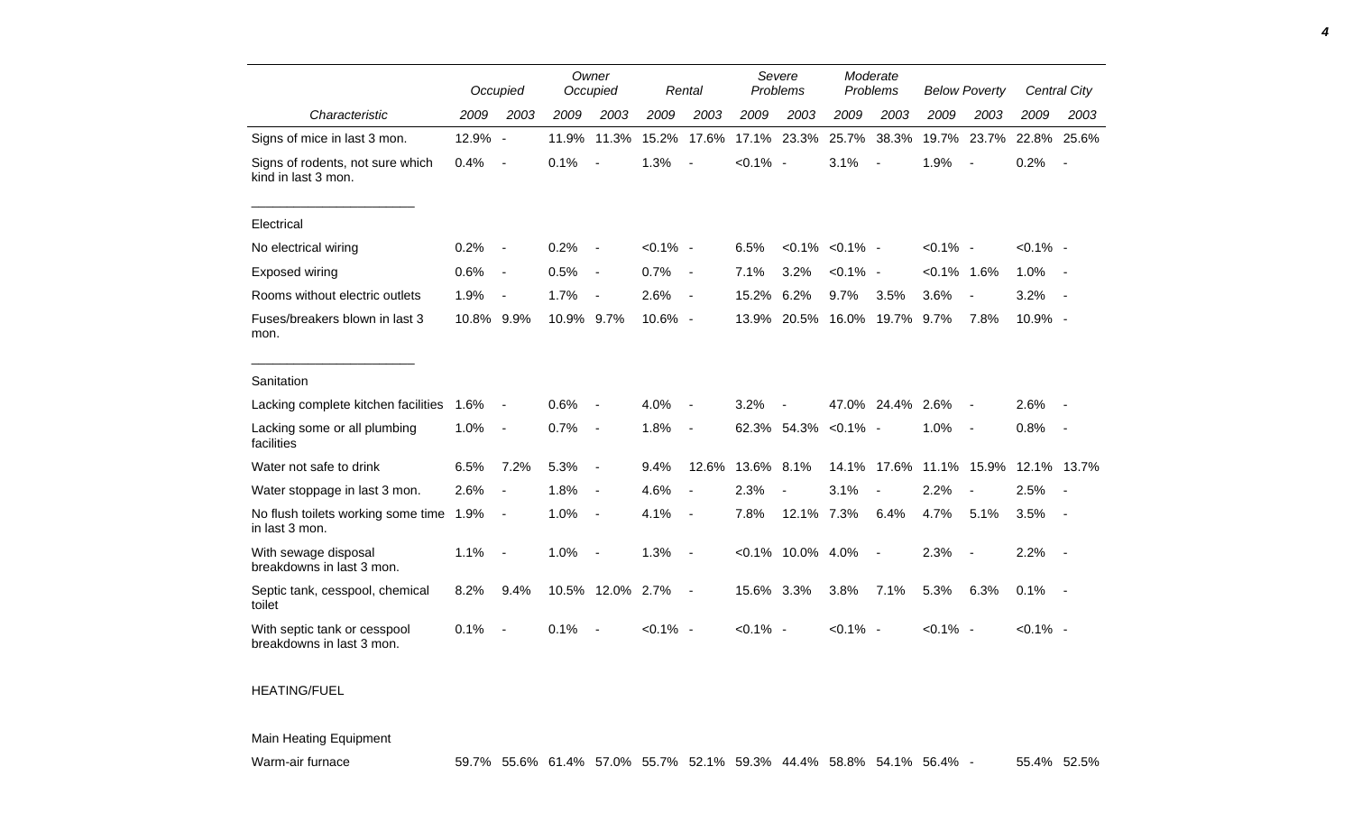| Characteristic | Occupied | | Owner Occupied | | Rental | | Severe Problems | | Moderate Problems | | Below Poverty | | Central City | |
|---|---|---|---|---|---|---|---|---|---|---|---|---|---|---|
| | 2009 | 2003 | 2009 | 2003 | 2009 | 2003 | 2009 | 2003 | 2009 | 2003 | 2009 | 2003 | 2009 | 2003 |
| Signs of mice in last 3 mon. | 12.9% | - | 11.9% | 11.3% | 15.2% | 17.6% | 17.1% | 23.3% | 25.7% | 38.3% | 19.7% | 23.7% | 22.8% | 25.6% |
| Signs of rodents, not sure which kind in last 3 mon. | 0.4% | - | 0.1% | - | 1.3% | - | <0.1% | - | 3.1% | - | 1.9% | - | 0.2% | - |
| Electrical | | | | | | | | | | | | | | |
| No electrical wiring | 0.2% | - | 0.2% | - | <0.1% | - | 6.5% | <0.1% | <0.1% | - | <0.1% | - | <0.1% | - |
| Exposed wiring | 0.6% | - | 0.5% | - | 0.7% | - | 7.1% | 3.2% | <0.1% | - | <0.1% | 1.6% | 1.0% | - |
| Rooms without electric outlets | 1.9% | - | 1.7% | - | 2.6% | - | 15.2% | 6.2% | 9.7% | 3.5% | 3.6% | - | 3.2% | - |
| Fuses/breakers blown in last 3 mon. | 10.8% | 9.9% | 10.9% | 9.7% | 10.6% | - | 13.9% | 20.5% | 16.0% | 19.7% | 9.7% | 7.8% | 10.9% | - |
| Sanitation | | | | | | | | | | | | | | |
| Lacking complete kitchen facilities | 1.6% | - | 0.6% | - | 4.0% | - | 3.2% | - | 47.0% | 24.4% | 2.6% | - | 2.6% | - |
| Lacking some or all plumbing facilities | 1.0% | - | 0.7% | - | 1.8% | - | 62.3% | 54.3% | <0.1% | - | 1.0% | - | 0.8% | - |
| Water not safe to drink | 6.5% | 7.2% | 5.3% | - | 9.4% | 12.6% | 13.6% | 8.1% | 14.1% | 17.6% | 11.1% | 15.9% | 12.1% | 13.7% |
| Water stoppage in last 3 mon. | 2.6% | - | 1.8% | - | 4.6% | - | 2.3% | - | 3.1% | - | 2.2% | - | 2.5% | - |
| No flush toilets working some time in last 3 mon. | 1.9% | - | 1.0% | - | 4.1% | - | 7.8% | 12.1% | 7.3% | 6.4% | 4.7% | 5.1% | 3.5% | - |
| With sewage disposal breakdowns in last 3 mon. | 1.1% | - | 1.0% | - | 1.3% | - | <0.1% | 10.0% | 4.0% | - | 2.3% | - | 2.2% | - |
| Septic tank, cesspool, chemical toilet | 8.2% | 9.4% | 10.5% | 12.0% | 2.7% | - | 15.6% | 3.3% | 3.8% | 7.1% | 5.3% | 6.3% | 0.1% | - |
| With septic tank or cesspool breakdowns in last 3 mon. | 0.1% | - | 0.1% | - | <0.1% | - | <0.1% | - | <0.1% | - | <0.1% | - | <0.1% | - |
| HEATING/FUEL | | | | | | | | | | | | | | |
| Main Heating Equipment | | | | | | | | | | | | | | |
| Warm-air furnace | 59.7% | 55.6% | 61.4% | 57.0% | 55.7% | 52.1% | 59.3% | 44.4% | 58.8% | 54.1% | 56.4% | - | 55.4% | 52.5% |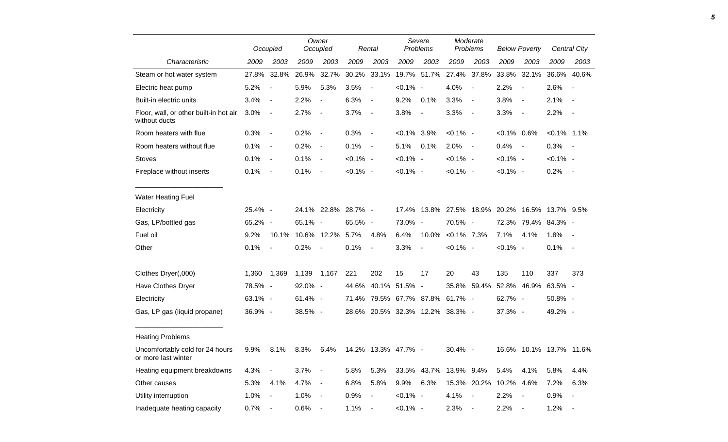| Characteristic | Occupied | | Owner Occupied | | Rental | | Severe Problems | | Moderate Problems | | Below Poverty | | Central City | |
|---|---|---|---|---|---|---|---|---|---|---|---|---|---|---|
| | 2009 | 2003 | 2009 | 2003 | 2009 | 2003 | 2009 | 2003 | 2009 | 2003 | 2009 | 2003 | 2009 | 2003 |
| Steam or hot water system | 27.8% | 32.8% | 26.9% | 32.7% | 30.2% | 33.1% | 19.7% | 51.7% | 27.4% | 37.8% | 33.8% | 32.1% | 36.6% | 40.6% |
| Electric heat pump | 5.2% | - | 5.9% | 5.3% | 3.5% | - | <0.1% | - | 4.0% | - | 2.2% | - | 2.6% | - |
| Built-in electric units | 3.4% | - | 2.2% | - | 6.3% | - | 9.2% | 0.1% | 3.3% | - | 3.8% | - | 2.1% | - |
| Floor, wall, or other built-in hot air without ducts | 3.0% | - | 2.7% | - | 3.7% | - | 3.8% | - | 3.3% | - | 3.3% | - | 2.2% | - |
| Room heaters with flue | 0.3% | - | 0.2% | - | 0.3% | - | <0.1% | 3.9% | <0.1% | - | <0.1% | 0.6% | <0.1% | 1.1% |
| Room heaters without flue | 0.1% | - | 0.2% | - | 0.1% | - | 5.1% | 0.1% | 2.0% | - | 0.4% | - | 0.3% | - |
| Stoves | 0.1% | - | 0.1% | - | <0.1% | - | <0.1% | - | <0.1% | - | <0.1% | - | <0.1% | - |
| Fireplace without inserts | 0.1% | - | 0.1% | - | <0.1% | - | <0.1% | - | <0.1% | - | <0.1% | - | 0.2% | - |
| Water Heating Fuel | | | | | | | | | | | | | | |
| Electricity | 25.4% | - | 24.1% | 22.8% | 28.7% | - | 17.4% | 13.8% | 27.5% | 18.9% | 20.2% | 16.5% | 13.7% | 9.5% |
| Gas, LP/bottled gas | 65.2% | - | 65.1% | - | 65.5% | - | 73.0% | - | 70.5% | - | 72.3% | 79.4% | 84.3% | - |
| Fuel oil | 9.2% | 10.1% | 10.6% | 12.2% | 5.7% | 4.8% | 6.4% | 10.0% | <0.1% | 7.3% | 7.1% | 4.1% | 1.8% | - |
| Other | 0.1% | - | 0.2% | - | 0.1% | - | 3.3% | - | <0.1% | - | <0.1% | - | 0.1% | - |
| Clothes Dryer(,000) | 1,360 | 1,369 | 1,139 | 1,167 | 221 | 202 | 15 | 17 | 20 | 43 | 135 | 110 | 337 | 373 |
| Have Clothes Dryer | 78.5% | - | 92.0% | - | 44.6% | 40.1% | 51.5% | - | 35.8% | 59.4% | 52.8% | 46.9% | 63.5% | - |
| Electricity | 63.1% | - | 61.4% | - | 71.4% | 79.5% | 67.7% | 87.8% | 61.7% | - | 62.7% | - | 50.8% | - |
| Gas, LP gas (liquid propane) | 36.9% | - | 38.5% | - | 28.6% | 20.5% | 32.3% | 12.2% | 38.3% | - | 37.3% | - | 49.2% | - |
| Heating Problems | | | | | | | | | | | | | | |
| Uncomfortably cold for 24 hours or more last winter | 9.9% | 8.1% | 8.3% | 6.4% | 14.2% | 13.3% | 47.7% | - | 30.4% | - | 16.6% | 10.1% | 13.7% | 11.6% |
| Heating equipment breakdowns | 4.3% | - | 3.7% | - | 5.8% | 5.3% | 33.5% | 43.7% | 13.9% | 9.4% | 5.4% | 4.1% | 5.8% | 4.4% |
| Other causes | 5.3% | 4.1% | 4.7% | - | 6.8% | 5.8% | 9.9% | 6.3% | 15.3% | 20.2% | 10.2% | 4.6% | 7.2% | 6.3% |
| Utility interruption | 1.0% | - | 1.0% | - | 0.9% | - | <0.1% | - | 4.1% | - | 2.2% | - | 0.9% | - |
| Inadequate heating capacity | 0.7% | - | 0.6% | - | 1.1% | - | <0.1% | - | 2.3% | - | 2.2% | - | 1.2% | - |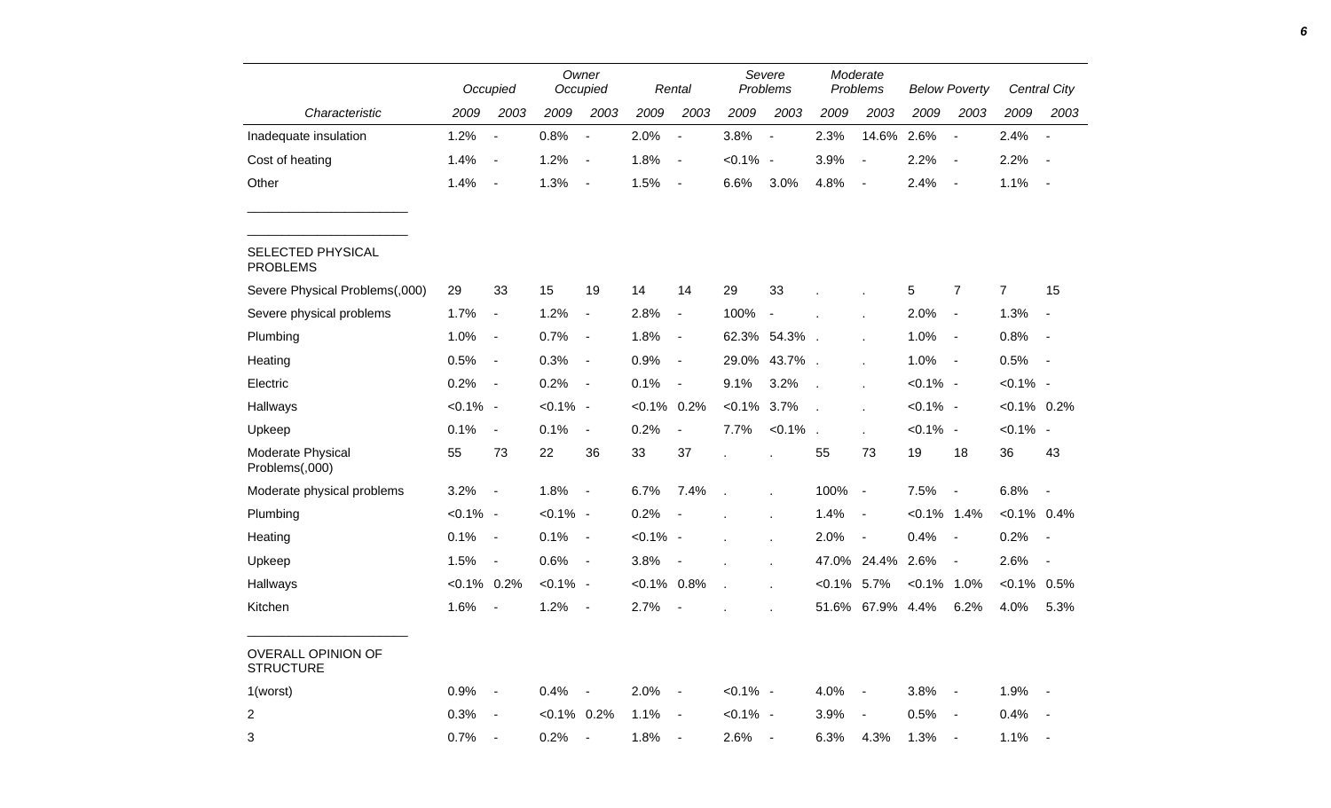| | Occupied | | Owner Occupied | | Rental | | Severe Problems | | Moderate Problems | | Below Poverty | | Central City | |
|---|---|---|---|---|---|---|---|---|---|---|---|---|---|---|
| Characteristic | 2009 | 2003 | 2009 | 2003 | 2009 | 2003 | 2009 | 2003 | 2009 | 2003 | 2009 | 2003 | 2009 | 2003 |
| Inadequate insulation | 1.2% | - | 0.8% | - | 2.0% | - | 3.8% | - | 2.3% | 14.6% | 2.6% | - | 2.4% | - |
| Cost of heating | 1.4% | - | 1.2% | - | 1.8% | - | <0.1% | - | 3.9% | - | 2.2% | - | 2.2% | - |
| Other | 1.4% | - | 1.3% | - | 1.5% | - | 6.6% | 3.0% | 4.8% | - | 2.4% | - | 1.1% | - |
| SELECTED PHYSICAL PROBLEMS | | | | | | | | | | | | | | |
| Severe Physical Problems(,000) | 29 | 33 | 15 | 19 | 14 | 14 | 29 | 33 | . | . | 5 | 7 | 7 | 15 |
| Severe physical problems | 1.7% | - | 1.2% | - | 2.8% | - | 100% | - | . | . | 2.0% | - | 1.3% | - |
| Plumbing | 1.0% | - | 0.7% | - | 1.8% | - | 62.3% | 54.3% | . | . | 1.0% | - | 0.8% | - |
| Heating | 0.5% | - | 0.3% | - | 0.9% | - | 29.0% | 43.7% | . | . | 1.0% | - | 0.5% | - |
| Electric | 0.2% | - | 0.2% | - | 0.1% | - | 9.1% | 3.2% | . | . | <0.1% | - | <0.1% | - |
| Hallways | <0.1% | - | <0.1% | - | <0.1% | 0.2% | <0.1% | 3.7% | . | . | <0.1% | - | <0.1% | 0.2% |
| Upkeep | 0.1% | - | 0.1% | - | 0.2% | - | 7.7% | <0.1% | . | . | <0.1% | - | <0.1% | - |
| Moderate Physical Problems(,000) | 55 | 73 | 22 | 36 | 33 | 37 | . | . | 55 | 73 | 19 | 18 | 36 | 43 |
| Moderate physical problems | 3.2% | - | 1.8% | - | 6.7% | 7.4% | . | . | 100% | - | 7.5% | - | 6.8% | - |
| Plumbing | <0.1% | - | <0.1% | - | 0.2% | - | . | . | 1.4% | - | <0.1% | 1.4% | <0.1% | 0.4% |
| Heating | 0.1% | - | 0.1% | - | <0.1% | - | . | . | 2.0% | - | 0.4% | - | 0.2% | - |
| Upkeep | 1.5% | - | 0.6% | - | 3.8% | - | . | . | 47.0% | 24.4% | 2.6% | - | 2.6% | - |
| Hallways | <0.1% | 0.2% | <0.1% | - | <0.1% | 0.8% | . | . | <0.1% | 5.7% | <0.1% | 1.0% | <0.1% | 0.5% |
| Kitchen | 1.6% | - | 1.2% | - | 2.7% | - | . | . | 51.6% | 67.9% | 4.4% | 6.2% | 4.0% | 5.3% |
| OVERALL OPINION OF STRUCTURE | | | | | | | | | | | | | | |
| 1(worst) | 0.9% | - | 0.4% | - | 2.0% | - | <0.1% | - | 4.0% | - | 3.8% | - | 1.9% | - |
| 2 | 0.3% | - | <0.1% | 0.2% | 1.1% | - | <0.1% | - | 3.9% | - | 0.5% | - | 0.4% | - |
| 3 | 0.7% | - | 0.2% | - | 1.8% | - | 2.6% | - | 6.3% | 4.3% | 1.3% | - | 1.1% | - |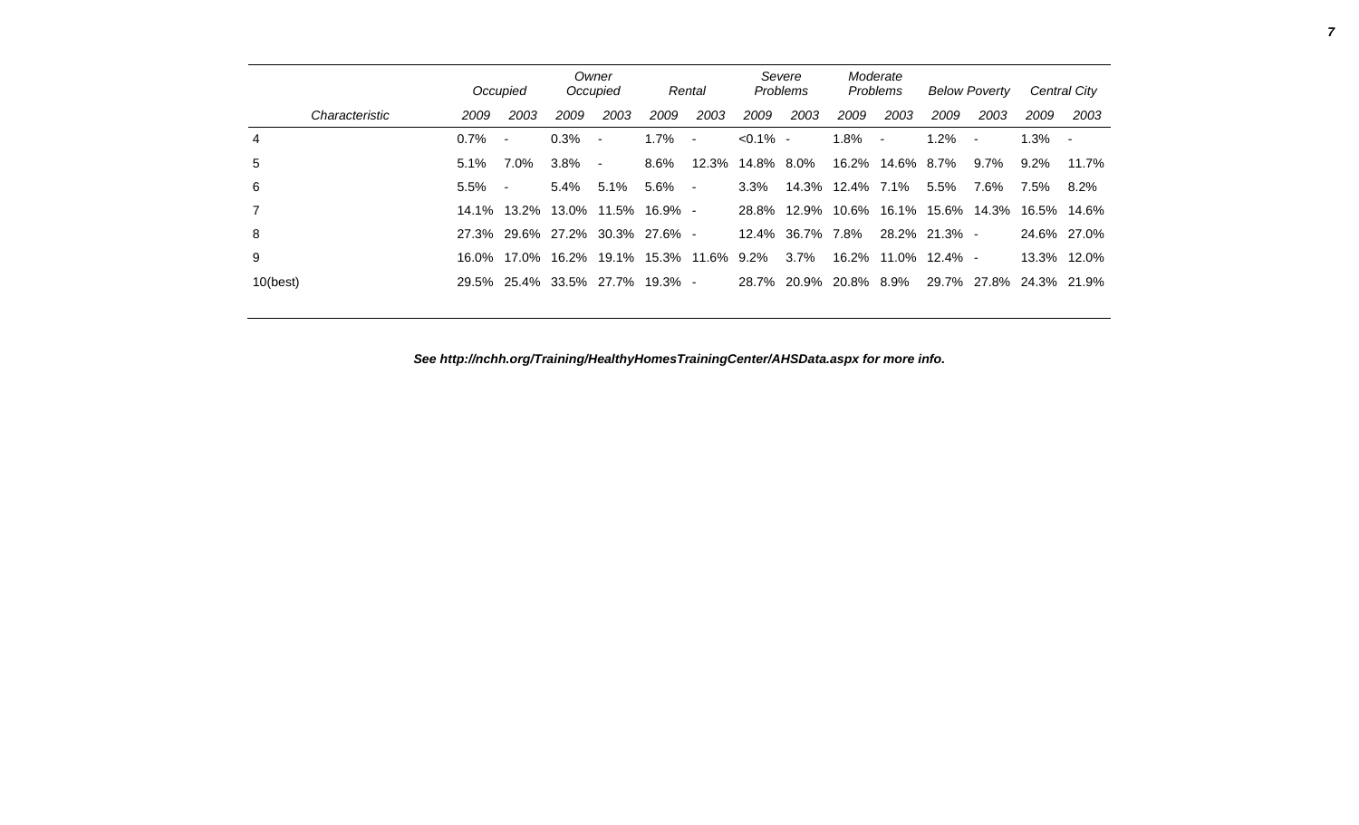| | Occupied | | Owner Occupied | | Rental | | Severe Problems | | Moderate Problems | | Below Poverty | | Central City | |
|---|---|---|---|---|---|---|---|---|---|---|---|---|---|---|
| Characteristic | 2009 | 2003 | 2009 | 2003 | 2009 | 2003 | 2009 | 2003 | 2009 | 2003 | 2009 | 2003 | 2009 | 2003 |
| 4 | 0.7% | - | 0.3% | - | 1.7% | - | <0.1% | - | 1.8% | - | 1.2% | - | 1.3% | - |
| 5 | 5.1% | 7.0% | 3.8% | - | 8.6% | 12.3% | 14.8% | 8.0% | 16.2% | 14.6% | 8.7% | 9.7% | 9.2% | 11.7% |
| 6 | 5.5% | - | 5.4% | 5.1% | 5.6% | - | 3.3% | 14.3% | 12.4% | 7.1% | 5.5% | 7.6% | 7.5% | 8.2% |
| 7 | 14.1% | 13.2% | 13.0% | 11.5% | 16.9% | - | 28.8% | 12.9% | 10.6% | 16.1% | 15.6% | 14.3% | 16.5% | 14.6% |
| 8 | 27.3% | 29.6% | 27.2% | 30.3% | 27.6% | - | 12.4% | 36.7% | 7.8% | 28.2% | 21.3% | - | 24.6% | 27.0% |
| 9 | 16.0% | 17.0% | 16.2% | 19.1% | 15.3% | 11.6% | 9.2% | 3.7% | 16.2% | 11.0% | 12.4% | - | 13.3% | 12.0% |
| 10(best) | 29.5% | 25.4% | 33.5% | 27.7% | 19.3% | - | 28.7% | 20.9% | 20.8% | 8.9% | 29.7% | 27.8% | 24.3% | 21.9% |

***See http://nchh.org/Training/HealthyHomesTrainingCenter/AHSData.aspx for more info.***